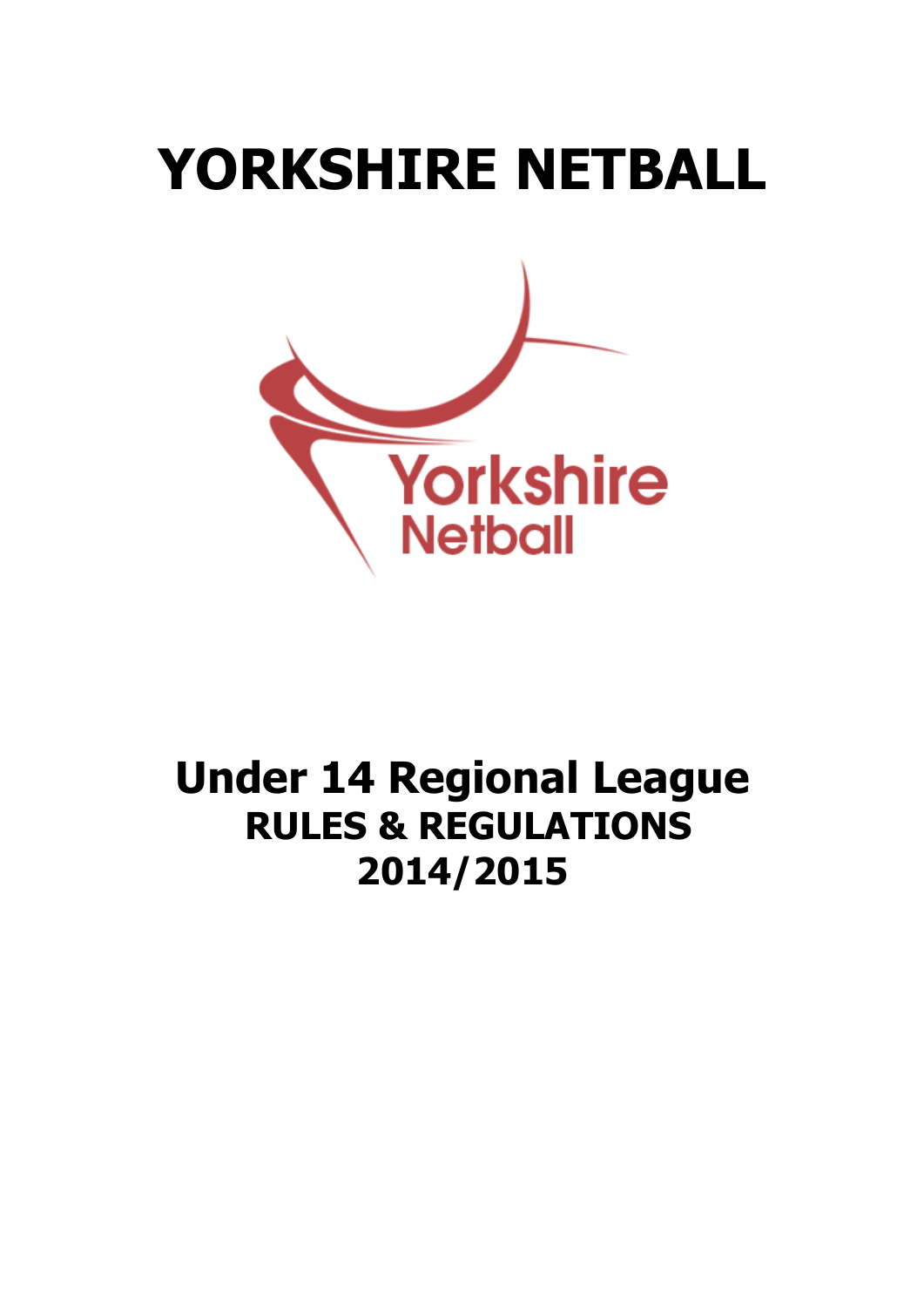# YORKSHIRE NETBALL

## Under 14 Regional League
### RULES & REGULATIONS
### 2014/2015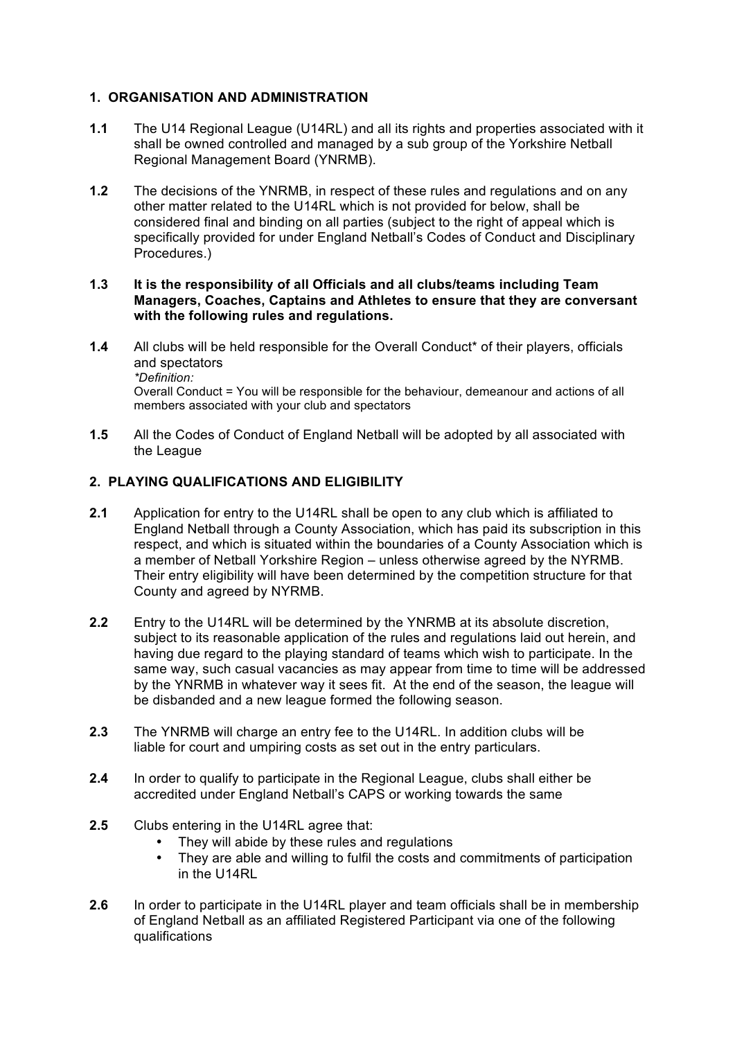## 1. ORGANISATION AND ADMINISTRATION

**1.1** The U14 Regional League (U14RL) and all its rights and properties associated with it shall be owned controlled and managed by a sub group of the Yorkshire Netball Regional Management Board (YNRMB).

**1.2** The decisions of the YNRMB, in respect of these rules and regulations and on any other matter related to the U14RL which is not provided for below, shall be considered final and binding on all parties (subject to the right of appeal which is specifically provided for under England Netball's Codes of Conduct and Disciplinary Procedures.)

**1.3** **It is the responsibility of all Officials and all clubs/teams including Team Managers, Coaches, Captains and Athletes to ensure that they are conversant with the following rules and regulations.**

**1.4** All clubs will be held responsible for the Overall Conduct* of their players, officials and spectators
*\*Definition:*
Overall Conduct = You will be responsible for the behaviour, demeanour and actions of all members associated with your club and spectators

**1.5** All the Codes of Conduct of England Netball will be adopted by all associated with the League

## 2. PLAYING QUALIFICATIONS AND ELIGIBILITY

**2.1** Application for entry to the U14RL shall be open to any club which is affiliated to England Netball through a County Association, which has paid its subscription in this respect, and which is situated within the boundaries of a County Association which is a member of Netball Yorkshire Region – unless otherwise agreed by the NYRMB. Their entry eligibility will have been determined by the competition structure for that County and agreed by NYRMB.

**2.2** Entry to the U14RL will be determined by the YNRMB at its absolute discretion, subject to its reasonable application of the rules and regulations laid out herein, and having due regard to the playing standard of teams which wish to participate. In the same way, such casual vacancies as may appear from time to time will be addressed by the YNRMB in whatever way it sees fit. At the end of the season, the league will be disbanded and a new league formed the following season.

**2.3** The YNRMB will charge an entry fee to the U14RL. In addition clubs will be liable for court and umpiring costs as set out in the entry particulars.

**2.4** In order to qualify to participate in the Regional League, clubs shall either be accredited under England Netball's CAPS or working towards the same

**2.5** Clubs entering in the U14RL agree that:

- They will abide by these rules and regulations
- They are able and willing to fulfil the costs and commitments of participation in the U14RL

**2.6** In order to participate in the U14RL player and team officials shall be in membership of England Netball as an affiliated Registered Participant via one of the following qualifications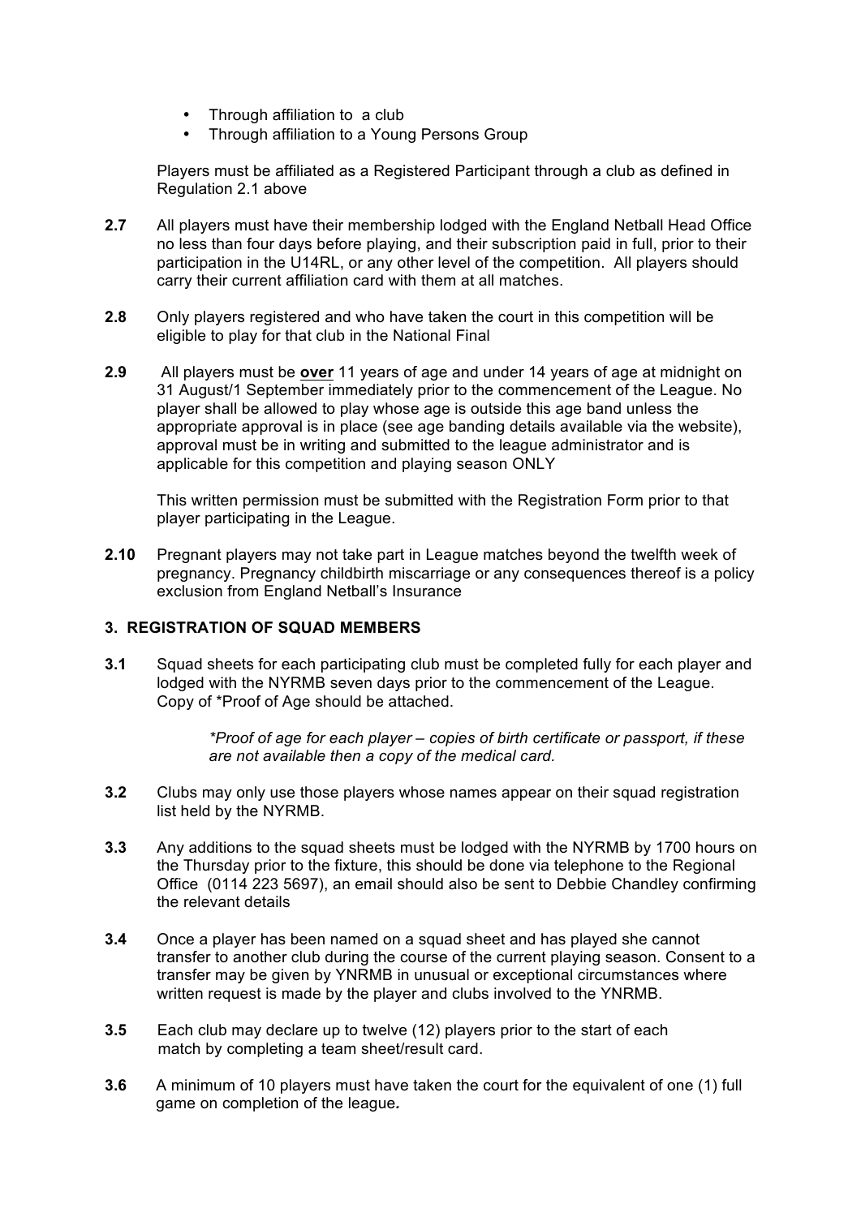- Through affiliation to  a club
- Through affiliation to a Young Persons Group

Players must be affiliated as a Registered Participant through a club as defined in Regulation 2.1 above

**2.7** All players must have their membership lodged with the England Netball Head Office no less than four days before playing, and their subscription paid in full, prior to their participation in the U14RL, or any other level of the competition. All players should carry their current affiliation card with them at all matches.

**2.8** Only players registered and who have taken the court in this competition will be eligible to play for that club in the National Final

**2.9** All players must be **over** 11 years of age and under 14 years of age at midnight on 31 August/1 September immediately prior to the commencement of the League. No player shall be allowed to play whose age is outside this age band unless the appropriate approval is in place (see age banding details available via the website), approval must be in writing and submitted to the league administrator and is applicable for this competition and playing season ONLY

This written permission must be submitted with the Registration Form prior to that player participating in the League.

**2.10** Pregnant players may not take part in League matches beyond the twelfth week of pregnancy. Pregnancy childbirth miscarriage or any consequences thereof is a policy exclusion from England Netball's Insurance

### 3. REGISTRATION OF SQUAD MEMBERS

**3.1** Squad sheets for each participating club must be completed fully for each player and lodged with the NYRMB seven days prior to the commencement of the League. Copy of *Proof of Age should be attached.

*\*Proof of age for each player – copies of birth certificate or passport, if these are not available then a copy of the medical card.*

**3.2** Clubs may only use those players whose names appear on their squad registration list held by the NYRMB.

**3.3** Any additions to the squad sheets must be lodged with the NYRMB by 1700 hours on the Thursday prior to the fixture, this should be done via telephone to the Regional Office (0114 223 5697), an email should also be sent to Debbie Chandley confirming the relevant details

**3.4** Once a player has been named on a squad sheet and has played she cannot transfer to another club during the course of the current playing season. Consent to a transfer may be given by YNRMB in unusual or exceptional circumstances where written request is made by the player and clubs involved to the YNRMB.

**3.5** Each club may declare up to twelve (12) players prior to the start of each match by completing a team sheet/result card.

**3.6** A minimum of 10 players must have taken the court for the equivalent of one (1) full game on completion of the league.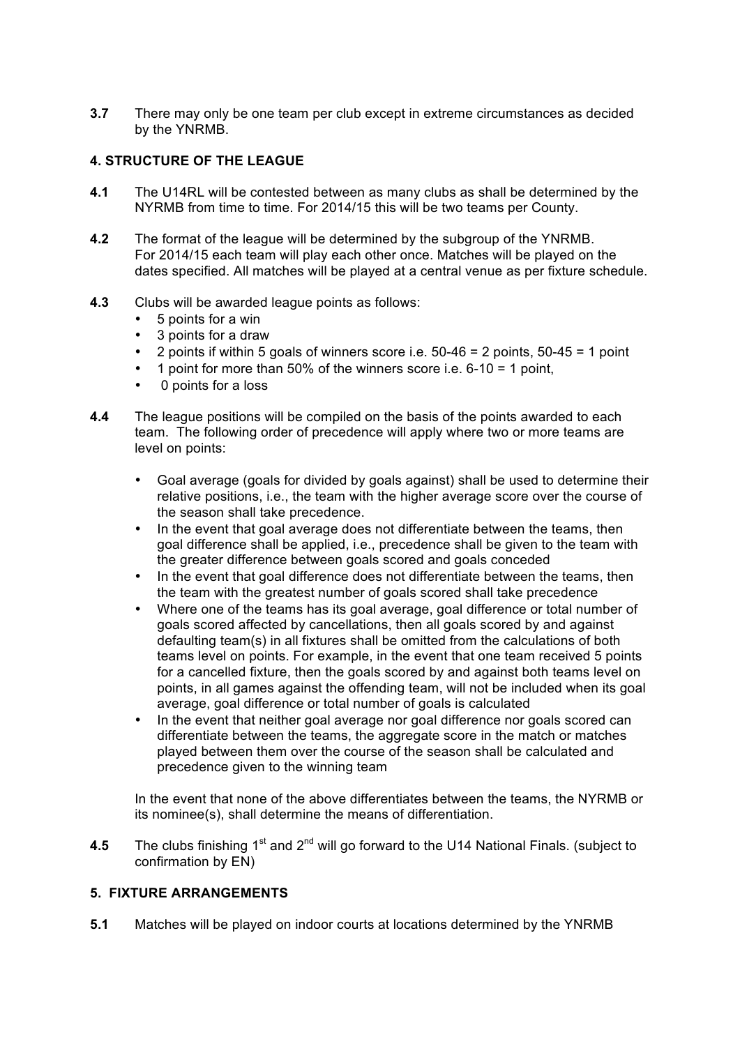**3.7** There may only be one team per club except in extreme circumstances as decided by the YNRMB.

## 4. STRUCTURE OF THE LEAGUE

**4.1** The U14RL will be contested between as many clubs as shall be determined by the NYRMB from time to time. For 2014/15 this will be two teams per County.

**4.2** The format of the league will be determined by the subgroup of the YNRMB. For 2014/15 each team will play each other once. Matches will be played on the dates specified. All matches will be played at a central venue as per fixture schedule.

**4.3** Clubs will be awarded league points as follows:

- 5 points for a win
- 3 points for a draw
- 2 points if within 5 goals of winners score i.e. 50-46 = 2 points, 50-45 = 1 point
- 1 point for more than 50% of the winners score i.e. 6-10 = 1 point,
- 0 points for a loss

**4.4** The league positions will be compiled on the basis of the points awarded to each team. The following order of precedence will apply where two or more teams are level on points:

- Goal average (goals for divided by goals against) shall be used to determine their relative positions, i.e., the team with the higher average score over the course of the season shall take precedence.
- In the event that goal average does not differentiate between the teams, then goal difference shall be applied, i.e., precedence shall be given to the team with the greater difference between goals scored and goals conceded
- In the event that goal difference does not differentiate between the teams, then the team with the greatest number of goals scored shall take precedence
- Where one of the teams has its goal average, goal difference or total number of goals scored affected by cancellations, then all goals scored by and against defaulting team(s) in all fixtures shall be omitted from the calculations of both teams level on points. For example, in the event that one team received 5 points for a cancelled fixture, then the goals scored by and against both teams level on points, in all games against the offending team, will not be included when its goal average, goal difference or total number of goals is calculated
- In the event that neither goal average nor goal difference nor goals scored can differentiate between the teams, the aggregate score in the match or matches played between them over the course of the season shall be calculated and precedence given to the winning team

In the event that none of the above differentiates between the teams, the NYRMB or its nominee(s), shall determine the means of differentiation.

**4.5** The clubs finishing 1st and 2nd will go forward to the U14 National Finals. (subject to confirmation by EN)

## 5. FIXTURE ARRANGEMENTS

**5.1** Matches will be played on indoor courts at locations determined by the YNRMB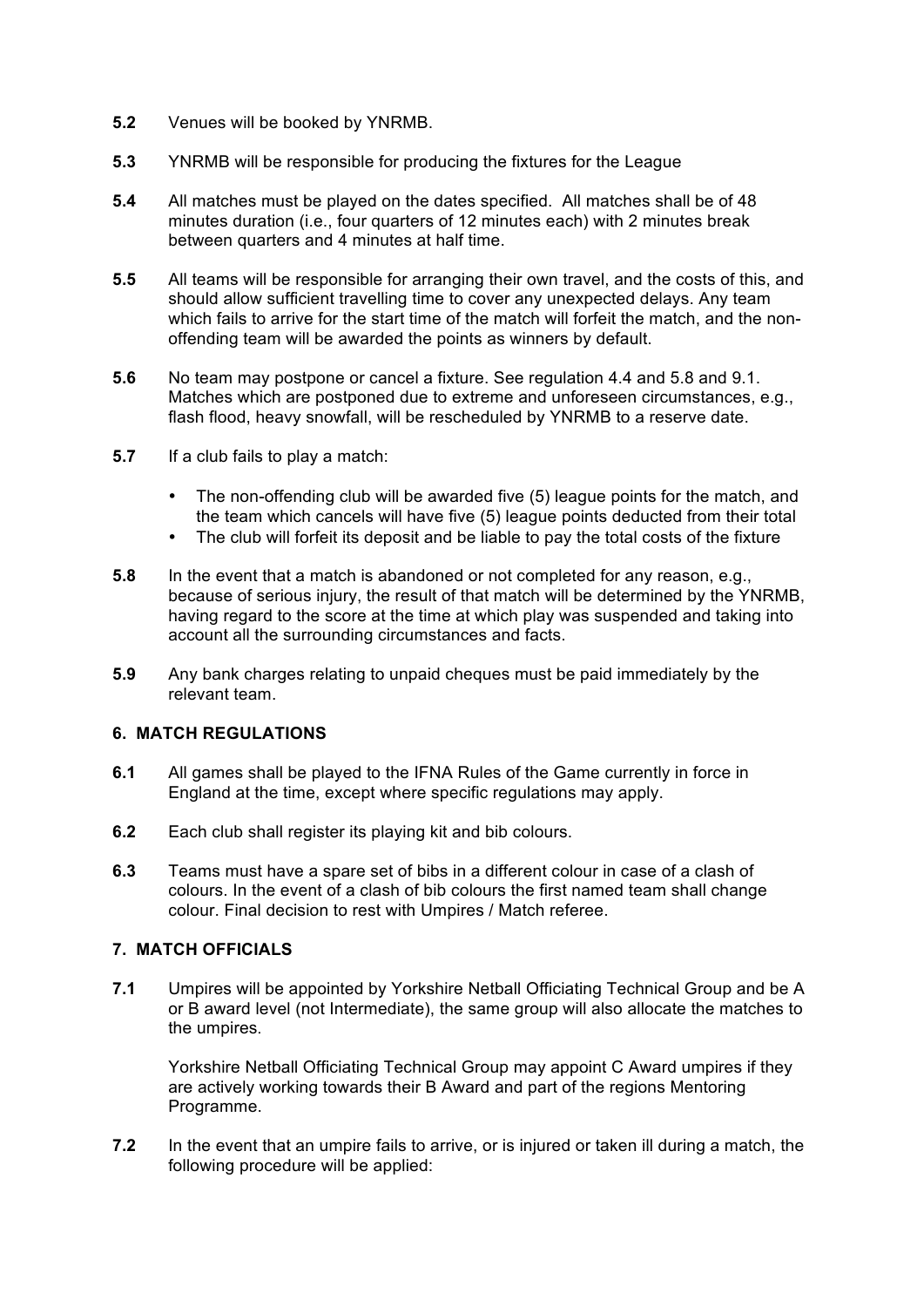**5.2** Venues will be booked by YNRMB.

**5.3** YNRMB will be responsible for producing the fixtures for the League

**5.4** All matches must be played on the dates specified. All matches shall be of 48 minutes duration (i.e., four quarters of 12 minutes each) with 2 minutes break between quarters and 4 minutes at half time.

**5.5** All teams will be responsible for arranging their own travel, and the costs of this, and should allow sufficient travelling time to cover any unexpected delays. Any team which fails to arrive for the start time of the match will forfeit the match, and the non-offending team will be awarded the points as winners by default.

**5.6** No team may postpone or cancel a fixture. See regulation 4.4 and 5.8 and 9.1. Matches which are postponed due to extreme and unforeseen circumstances, e.g., flash flood, heavy snowfall, will be rescheduled by YNRMB to a reserve date.

**5.7** If a club fails to play a match:

- The non-offending club will be awarded five (5) league points for the match, and the team which cancels will have five (5) league points deducted from their total
- The club will forfeit its deposit and be liable to pay the total costs of the fixture

**5.8** In the event that a match is abandoned or not completed for any reason, e.g., because of serious injury, the result of that match will be determined by the YNRMB, having regard to the score at the time at which play was suspended and taking into account all the surrounding circumstances and facts.

**5.9** Any bank charges relating to unpaid cheques must be paid immediately by the relevant team.

## 6. MATCH REGULATIONS

**6.1** All games shall be played to the IFNA Rules of the Game currently in force in England at the time, except where specific regulations may apply.

**6.2** Each club shall register its playing kit and bib colours.

**6.3** Teams must have a spare set of bibs in a different colour in case of a clash of colours. In the event of a clash of bib colours the first named team shall change colour. Final decision to rest with Umpires / Match referee.

## 7. MATCH OFFICIALS

**7.1** Umpires will be appointed by Yorkshire Netball Officiating Technical Group and be A or B award level (not Intermediate), the same group will also allocate the matches to the umpires.

Yorkshire Netball Officiating Technical Group may appoint C Award umpires if they are actively working towards their B Award and part of the regions Mentoring Programme.

**7.2** In the event that an umpire fails to arrive, or is injured or taken ill during a match, the following procedure will be applied: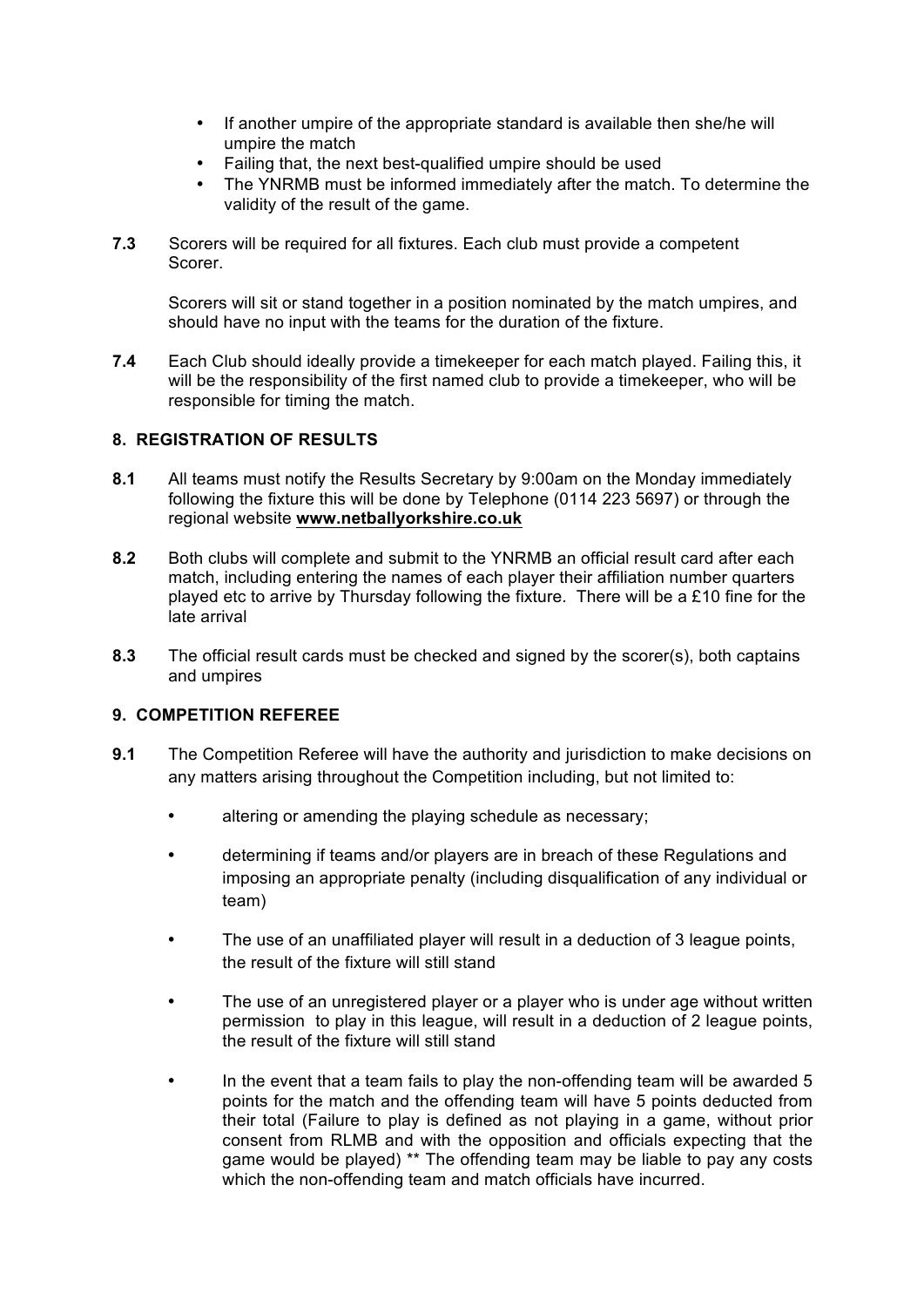- If another umpire of the appropriate standard is available then she/he will umpire the match
- Failing that, the next best-qualified umpire should be used
- The YNRMB must be informed immediately after the match. To determine the validity of the result of the game.

**7.3** Scorers will be required for all fixtures. Each club must provide a competent Scorer.

Scorers will sit or stand together in a position nominated by the match umpires, and should have no input with the teams for the duration of the fixture.

**7.4** Each Club should ideally provide a timekeeper for each match played. Failing this, it will be the responsibility of the first named club to provide a timekeeper, who will be responsible for timing the match.

## 8. REGISTRATION OF RESULTS

**8.1** All teams must notify the Results Secretary by 9:00am on the Monday immediately following the fixture this will be done by Telephone (0114 223 5697) or through the regional website **www.netballyorkshire.co.uk**

**8.2** Both clubs will complete and submit to the YNRMB an official result card after each match, including entering the names of each player their affiliation number quarters played etc to arrive by Thursday following the fixture. There will be a £10 fine for the late arrival

**8.3** The official result cards must be checked and signed by the scorer(s), both captains and umpires

## 9. COMPETITION REFEREE

**9.1** The Competition Referee will have the authority and jurisdiction to make decisions on any matters arising throughout the Competition including, but not limited to:

- altering or amending the playing schedule as necessary;
- determining if teams and/or players are in breach of these Regulations and imposing an appropriate penalty (including disqualification of any individual or team)
- The use of an unaffiliated player will result in a deduction of 3 league points, the result of the fixture will still stand
- The use of an unregistered player or a player who is under age without written permission to play in this league, will result in a deduction of 2 league points, the result of the fixture will still stand
- In the event that a team fails to play the non-offending team will be awarded 5 points for the match and the offending team will have 5 points deducted from their total (Failure to play is defined as not playing in a game, without prior consent from RLMB and with the opposition and officials expecting that the game would be played) ** The offending team may be liable to pay any costs which the non-offending team and match officials have incurred.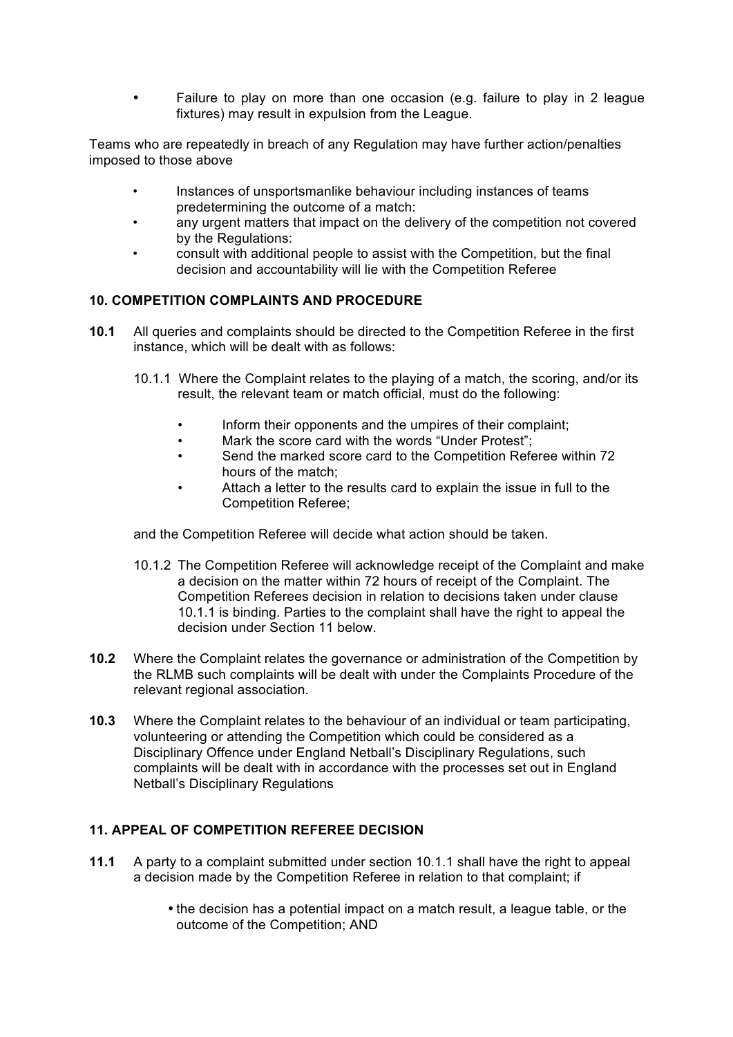- Failure to play on more than one occasion (e.g. failure to play in 2 league fixtures) may result in expulsion from the League.

Teams who are repeatedly in breach of any Regulation may have further action/penalties imposed to those above

- Instances of unsportsmanlike behaviour including instances of teams predetermining the outcome of a match:
- any urgent matters that impact on the delivery of the competition not covered by the Regulations:
- consult with additional people to assist with the Competition, but the final decision and accountability will lie with the Competition Referee

## 10. COMPETITION COMPLAINTS AND PROCEDURE

**10.1** All queries and complaints should be directed to the Competition Referee in the first instance, which will be dealt with as follows:

10.1.1 Where the Complaint relates to the playing of a match, the scoring, and/or its result, the relevant team or match official, must do the following:

- Inform their opponents and the umpires of their complaint;
- Mark the score card with the words "Under Protest";
- Send the marked score card to the Competition Referee within 72 hours of the match;
- Attach a letter to the results card to explain the issue in full to the Competition Referee;

and the Competition Referee will decide what action should be taken.

10.1.2 The Competition Referee will acknowledge receipt of the Complaint and make a decision on the matter within 72 hours of receipt of the Complaint. The Competition Referees decision in relation to decisions taken under clause 10.1.1 is binding. Parties to the complaint shall have the right to appeal the decision under Section 11 below.

**10.2** Where the Complaint relates the governance or administration of the Competition by the RLMB such complaints will be dealt with under the Complaints Procedure of the relevant regional association.

**10.3** Where the Complaint relates to the behaviour of an individual or team participating, volunteering or attending the Competition which could be considered as a Disciplinary Offence under England Netball's Disciplinary Regulations, such complaints will be dealt with in accordance with the processes set out in England Netball's Disciplinary Regulations

## 11. APPEAL OF COMPETITION REFEREE DECISION

**11.1** A party to a complaint submitted under section 10.1.1 shall have the right to appeal a decision made by the Competition Referee in relation to that complaint; if

- the decision has a potential impact on a match result, a league table, or the outcome of the Competition; AND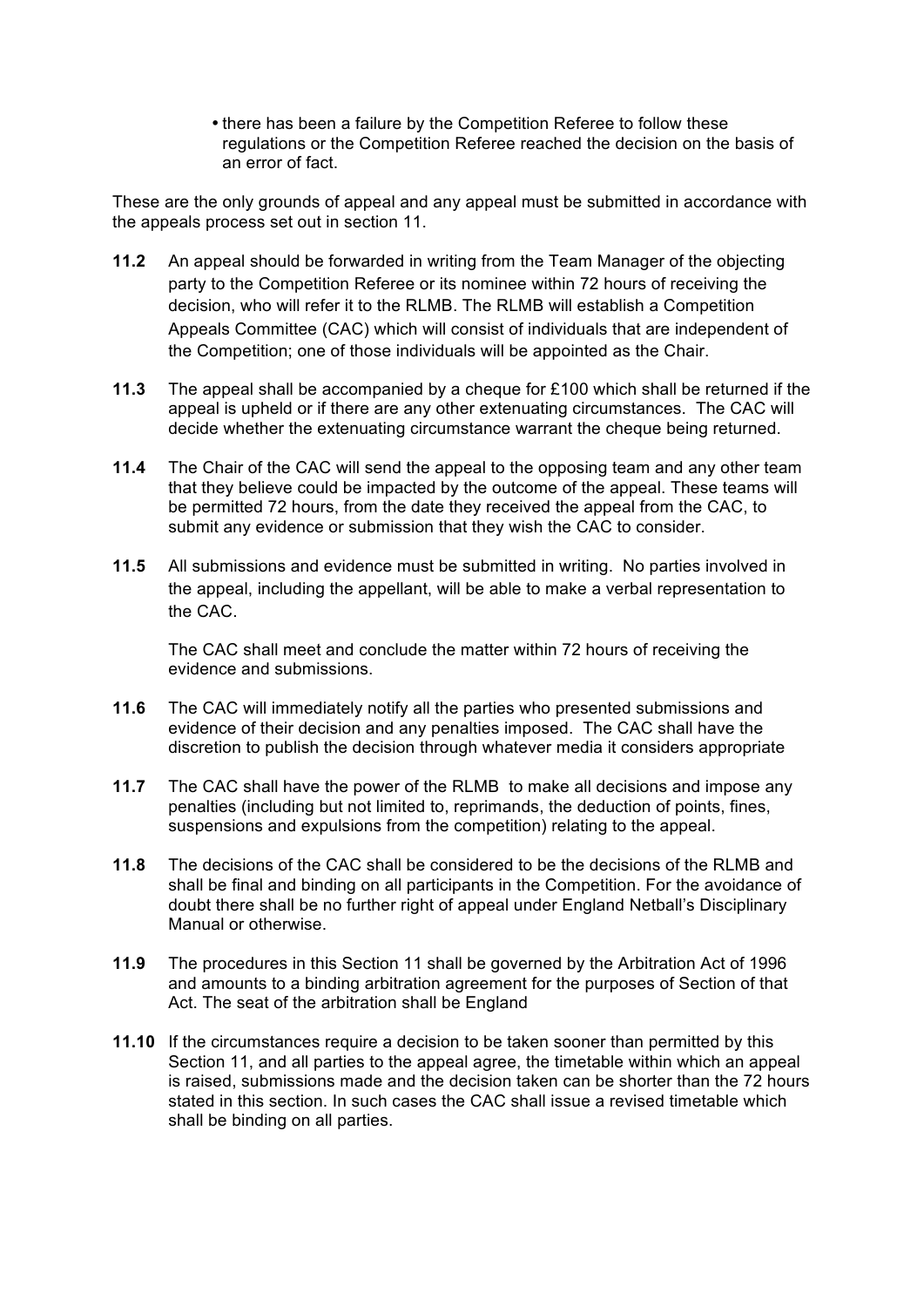- there has been a failure by the Competition Referee to follow these regulations or the Competition Referee reached the decision on the basis of an error of fact.

These are the only grounds of appeal and any appeal must be submitted in accordance with the appeals process set out in section 11.

**11.2** An appeal should be forwarded in writing from the Team Manager of the objecting party to the Competition Referee or its nominee within 72 hours of receiving the decision, who will refer it to the RLMB. The RLMB will establish a Competition Appeals Committee (CAC) which will consist of individuals that are independent of the Competition; one of those individuals will be appointed as the Chair.

**11.3** The appeal shall be accompanied by a cheque for £100 which shall be returned if the appeal is upheld or if there are any other extenuating circumstances. The CAC will decide whether the extenuating circumstance warrant the cheque being returned.

**11.4** The Chair of the CAC will send the appeal to the opposing team and any other team that they believe could be impacted by the outcome of the appeal. These teams will be permitted 72 hours, from the date they received the appeal from the CAC, to submit any evidence or submission that they wish the CAC to consider.

**11.5** All submissions and evidence must be submitted in writing. No parties involved in the appeal, including the appellant, will be able to make a verbal representation to the CAC.

The CAC shall meet and conclude the matter within 72 hours of receiving the evidence and submissions.

**11.6** The CAC will immediately notify all the parties who presented submissions and evidence of their decision and any penalties imposed. The CAC shall have the discretion to publish the decision through whatever media it considers appropriate

**11.7** The CAC shall have the power of the RLMB to make all decisions and impose any penalties (including but not limited to, reprimands, the deduction of points, fines, suspensions and expulsions from the competition) relating to the appeal.

**11.8** The decisions of the CAC shall be considered to be the decisions of the RLMB and shall be final and binding on all participants in the Competition. For the avoidance of doubt there shall be no further right of appeal under England Netball's Disciplinary Manual or otherwise.

**11.9** The procedures in this Section 11 shall be governed by the Arbitration Act of 1996 and amounts to a binding arbitration agreement for the purposes of Section of that Act. The seat of the arbitration shall be England

**11.10** If the circumstances require a decision to be taken sooner than permitted by this Section 11, and all parties to the appeal agree, the timetable within which an appeal is raised, submissions made and the decision taken can be shorter than the 72 hours stated in this section. In such cases the CAC shall issue a revised timetable which shall be binding on all parties.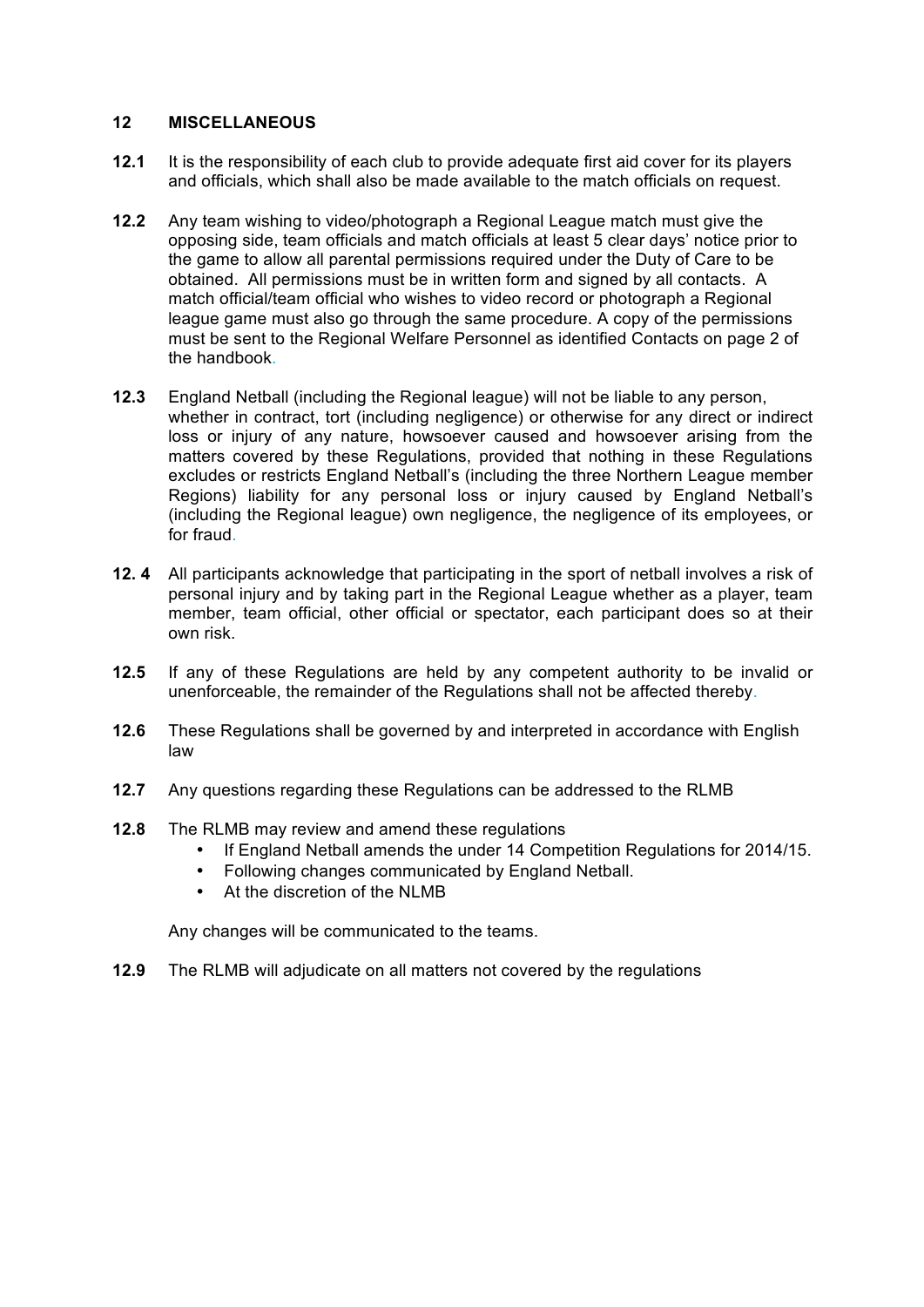## 12 MISCELLANEOUS

**12.1** It is the responsibility of each club to provide adequate first aid cover for its players and officials, which shall also be made available to the match officials on request.

**12.2** Any team wishing to video/photograph a Regional League match must give the opposing side, team officials and match officials at least 5 clear days' notice prior to the game to allow all parental permissions required under the Duty of Care to be obtained. All permissions must be in written form and signed by all contacts. A match official/team official who wishes to video record or photograph a Regional league game must also go through the same procedure. A copy of the permissions must be sent to the Regional Welfare Personnel as identified Contacts on page 2 of the handbook.

**12.3** England Netball (including the Regional league) will not be liable to any person, whether in contract, tort (including negligence) or otherwise for any direct or indirect loss or injury of any nature, howsoever caused and howsoever arising from the matters covered by these Regulations, provided that nothing in these Regulations excludes or restricts England Netball's (including the three Northern League member Regions) liability for any personal loss or injury caused by England Netball's (including the Regional league) own negligence, the negligence of its employees, or for fraud.

**12. 4** All participants acknowledge that participating in the sport of netball involves a risk of personal injury and by taking part in the Regional League whether as a player, team member, team official, other official or spectator, each participant does so at their own risk.

**12.5** If any of these Regulations are held by any competent authority to be invalid or unenforceable, the remainder of the Regulations shall not be affected thereby.

**12.6** These Regulations shall be governed by and interpreted in accordance with English law

**12.7** Any questions regarding these Regulations can be addressed to the RLMB

**12.8** The RLMB may review and amend these regulations

- If England Netball amends the under 14 Competition Regulations for 2014/15.
- Following changes communicated by England Netball.
- At the discretion of the NLMB

Any changes will be communicated to the teams.

**12.9** The RLMB will adjudicate on all matters not covered by the regulations